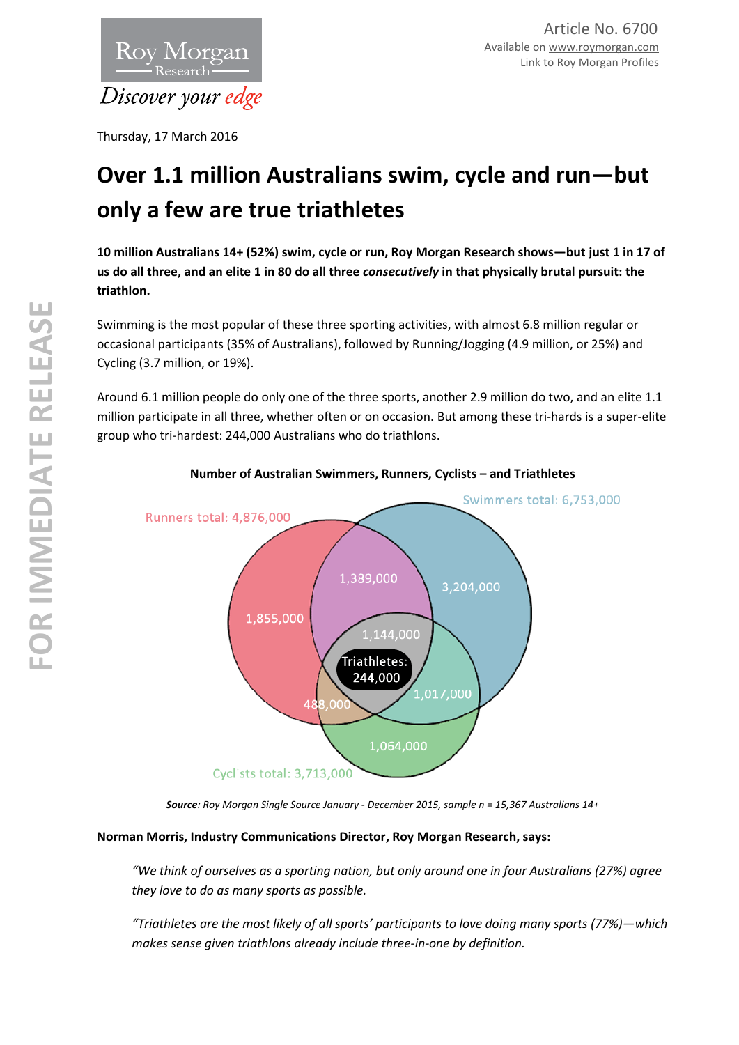Roy Morgan Research

*Discover your edge*

Article No. 6700
Available on www.roymorgan.com
Link to Roy Morgan Profiles

Thursday, 17 March 2016

# Over 1.1 million Australians swim, cycle and run—but only a few are true triathletes

**10 million Australians 14+ (52%) swim, cycle or run, Roy Morgan Research shows—but just 1 in 17 of us do all three, and an elite 1 in 80 do all three *consecutively* in that physically brutal pursuit: the triathlon.**

Swimming is the most popular of these three sporting activities, with almost 6.8 million regular or occasional participants (35% of Australians), followed by Running/Jogging (4.9 million, or 25%) and Cycling (3.7 million, or 19%).

Around 6.1 million people do only one of the three sports, another 2.9 million do two, and an elite 1.1 million participate in all three, whether often or on occasion. But among these tri-hards is a super-elite group who tri-hardest: 244,000 Australians who do triathlons.

**Number of Australian Swimmers, Runners, Cyclists – and Triathletes**

Runners total: 4,876,000
Swimmers total: 6,753,000
Cyclists total: 3,713,000

1,855,000 · 1,389,000 · 3,204,000 · 1,144,000 · Triathletes: 244,000 · 488,000 · 1,017,000 · 1,064,000

***Source**: Roy Morgan Single Source January - December 2015, sample n = 15,367 Australians 14+*

**Norman Morris, Industry Communications Director, Roy Morgan Research, says:**

*"We think of ourselves as a sporting nation, but only around one in four Australians (27%) agree they love to do as many sports as possible.*

*"Triathletes are the most likely of all sports' participants to love doing many sports (77%)—which makes sense given triathlons already include three-in-one by definition.*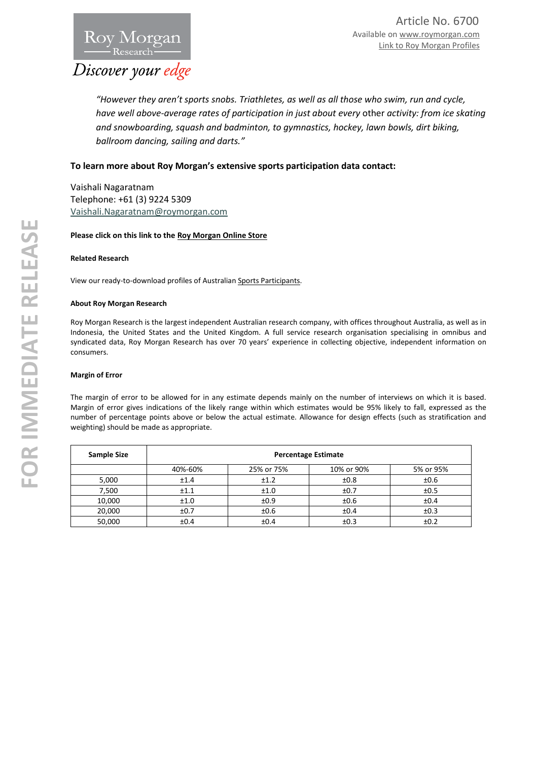*"However they aren't sports snobs. Triathletes, as well as all those who swim, run and cycle, have well above-average rates of participation in just about every* other *activity: from ice skating and snowboarding, squash and badminton, to gymnastics, hockey, lawn bowls, dirt biking, ballroom dancing, sailing and darts."*

**To learn more about Roy Morgan's extensive sports participation data contact:**

Vaishali Nagaratnam
Telephone: +61 (3) 9224 5309
Vaishali.Nagaratnam@roymorgan.com

**Please click on this link to the Roy Morgan Online Store**

**Related Research**

View our ready-to-download profiles of Australian Sports Participants.

**About Roy Morgan Research**

Roy Morgan Research is the largest independent Australian research company, with offices throughout Australia, as well as in Indonesia, the United States and the United Kingdom. A full service research organisation specialising in omnibus and syndicated data, Roy Morgan Research has over 70 years' experience in collecting objective, independent information on consumers.

**Margin of Error**

The margin of error to be allowed for in any estimate depends mainly on the number of interviews on which it is based. Margin of error gives indications of the likely range within which estimates would be 95% likely to fall, expressed as the number of percentage points above or below the actual estimate. Allowance for design effects (such as stratification and weighting) should be made as appropriate.

| Sample Size | Percentage Estimate | | | |
|---|---|---|---|---|
| | 40%-60% | 25% or 75% | 10% or 90% | 5% or 95% |
| 5,000 | ±1.4 | ±1.2 | ±0.8 | ±0.6 |
| 7,500 | ±1.1 | ±1.0 | ±0.7 | ±0.5 |
| 10,000 | ±1.0 | ±0.9 | ±0.6 | ±0.4 |
| 20,000 | ±0.7 | ±0.6 | ±0.4 | ±0.3 |
| 50,000 | ±0.4 | ±0.4 | ±0.3 | ±0.2 |